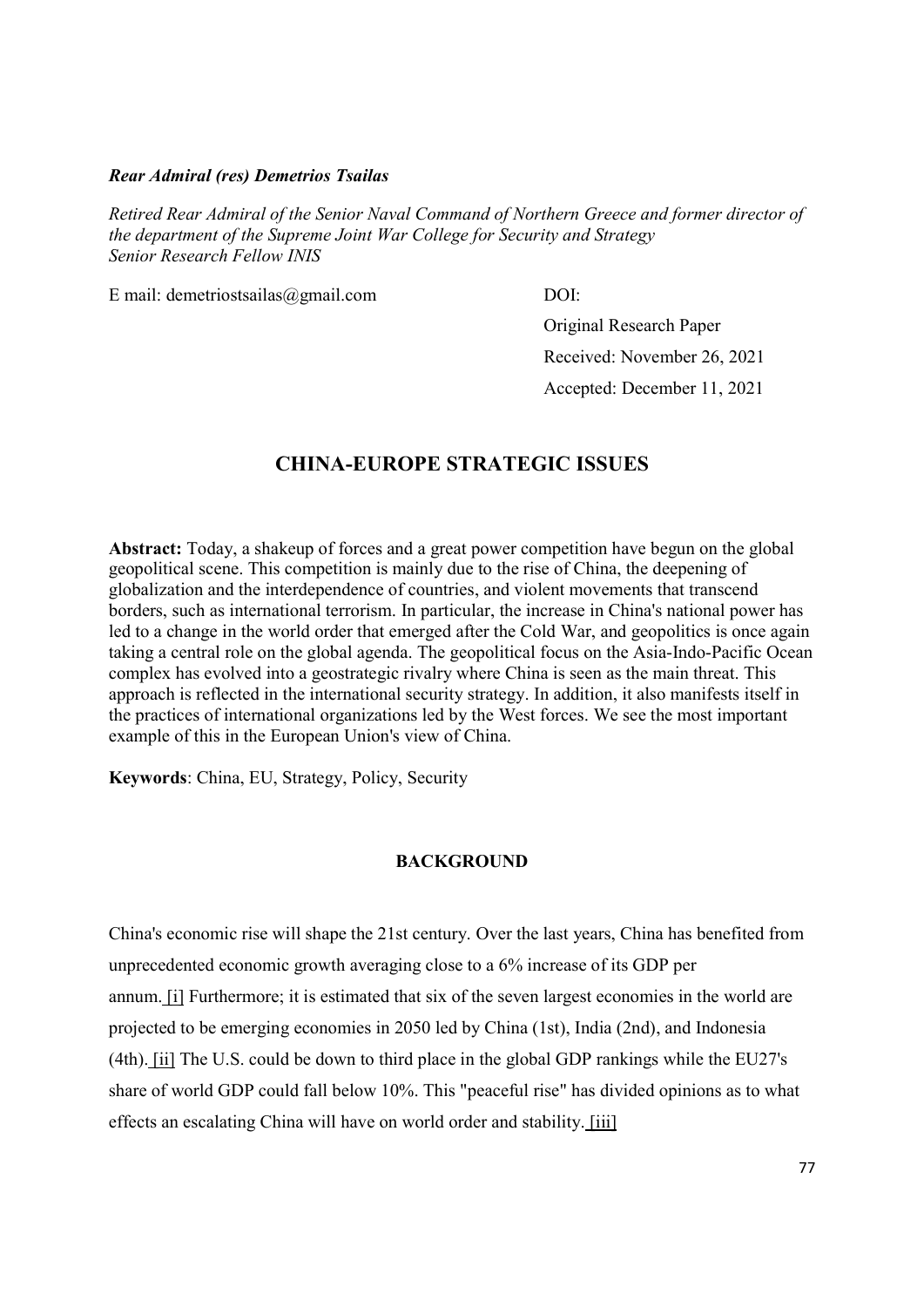***Rear Admiral (res) Demetrios Tsailas***

*Retired Rear Admiral of the Senior Naval Command of Northern Greece and former director of the department of the Supreme Joint War College for Security and Strategy*
*Senior Research Fellow INIS*

E mail: demetriostsailas@gmail.com

DOI:

Original Research Paper

Received: November 26, 2021

Accepted: December 11, 2021

# CHINA-EUROPE STRATEGIC ISSUES

**Abstract:** Today, a shakeup of forces and a great power competition have begun on the global geopolitical scene. This competition is mainly due to the rise of China, the deepening of globalization and the interdependence of countries, and violent movements that transcend borders, such as international terrorism. In particular, the increase in China's national power has led to a change in the world order that emerged after the Cold War, and geopolitics is once again taking a central role on the global agenda. The geopolitical focus on the Asia-Indo-Pacific Ocean complex has evolved into a geostrategic rivalry where China is seen as the main threat. This approach is reflected in the international security strategy. In addition, it also manifests itself in the practices of international organizations led by the West forces. We see the most important example of this in the European Union's view of China.

**Keywords**: China, EU, Strategy, Policy, Security

## BACKGROUND

China's economic rise will shape the 21st century. Over the last years, China has benefited from unprecedented economic growth averaging close to a 6% increase of its GDP per annum. [i] Furthermore; it is estimated that six of the seven largest economies in the world are projected to be emerging economies in 2050 led by China (1st), India (2nd), and Indonesia (4th). [ii] The U.S. could be down to third place in the global GDP rankings while the EU27's share of world GDP could fall below 10%. This "peaceful rise" has divided opinions as to what effects an escalating China will have on world order and stability. [iii]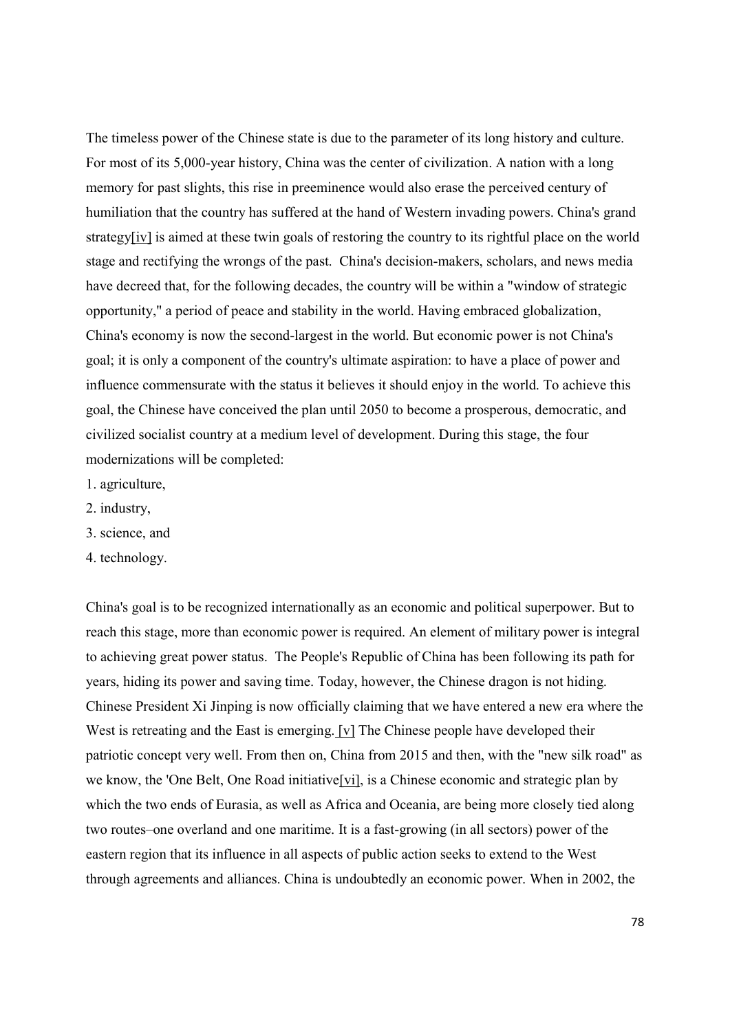The timeless power of the Chinese state is due to the parameter of its long history and culture. For most of its 5,000-year history, China was the center of civilization. A nation with a long memory for past slights, this rise in preeminence would also erase the perceived century of humiliation that the country has suffered at the hand of Western invading powers. China's grand strategy[iv] is aimed at these twin goals of restoring the country to its rightful place on the world stage and rectifying the wrongs of the past. China's decision-makers, scholars, and news media have decreed that, for the following decades, the country will be within a "window of strategic opportunity," a period of peace and stability in the world. Having embraced globalization, China's economy is now the second-largest in the world. But economic power is not China's goal; it is only a component of the country's ultimate aspiration: to have a place of power and influence commensurate with the status it believes it should enjoy in the world. To achieve this goal, the Chinese have conceived the plan until 2050 to become a prosperous, democratic, and civilized socialist country at a medium level of development. During this stage, the four modernizations will be completed:

1. agriculture,
2. industry,
3. science, and
4. technology.

China's goal is to be recognized internationally as an economic and political superpower. But to reach this stage, more than economic power is required. An element of military power is integral to achieving great power status. The People's Republic of China has been following its path for years, hiding its power and saving time. Today, however, the Chinese dragon is not hiding. Chinese President Xi Jinping is now officially claiming that we have entered a new era where the West is retreating and the East is emerging. [v] The Chinese people have developed their patriotic concept very well. From then on, China from 2015 and then, with the "new silk road" as we know, the 'One Belt, One Road initiative[vi], is a Chinese economic and strategic plan by which the two ends of Eurasia, as well as Africa and Oceania, are being more closely tied along two routes–one overland and one maritime. It is a fast-growing (in all sectors) power of the eastern region that its influence in all aspects of public action seeks to extend to the West through agreements and alliances. China is undoubtedly an economic power. When in 2002, the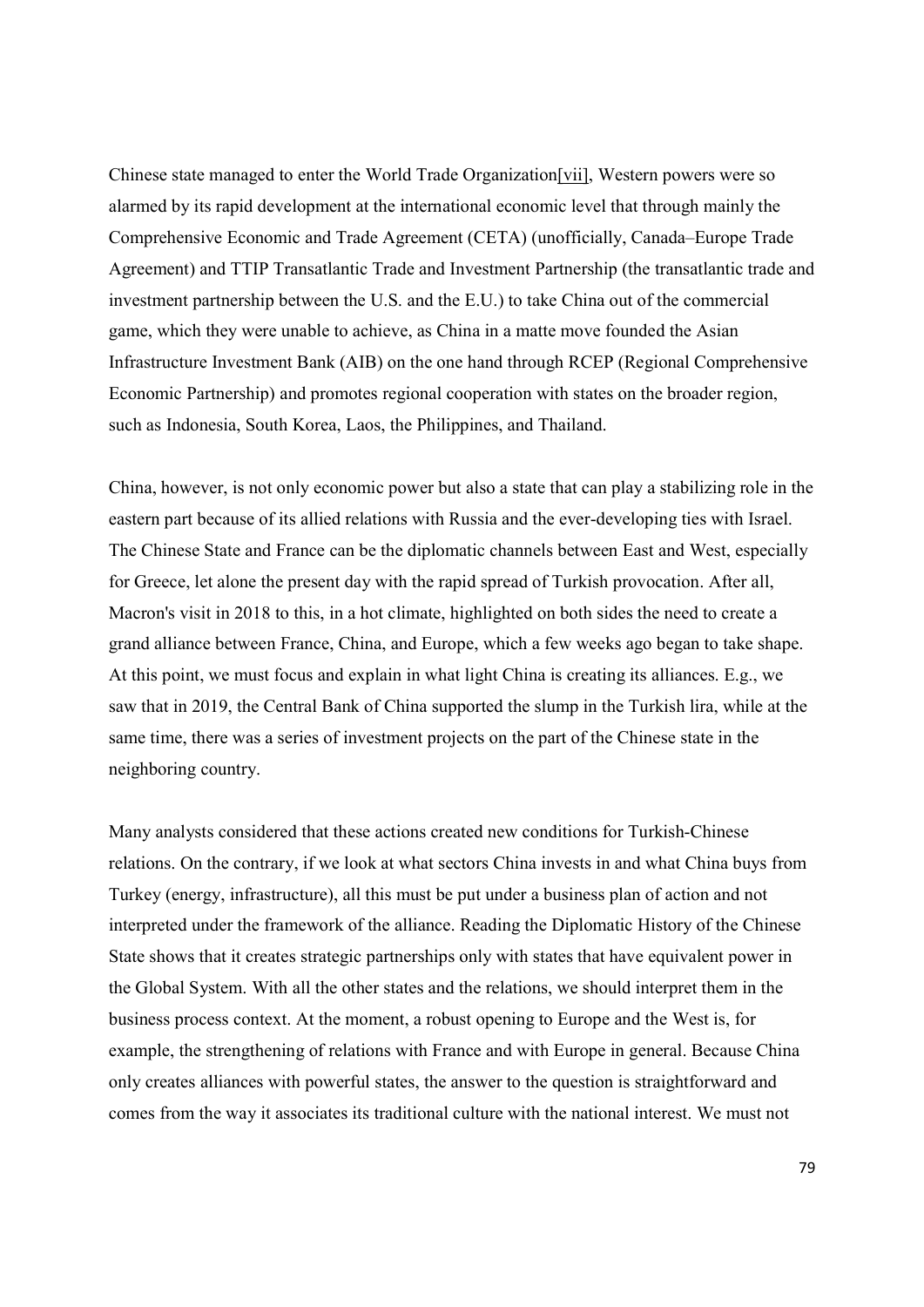Chinese state managed to enter the World Trade Organization[vii], Western powers were so alarmed by its rapid development at the international economic level that through mainly the Comprehensive Economic and Trade Agreement (CETA) (unofficially, Canada–Europe Trade Agreement) and TTIP Transatlantic Trade and Investment Partnership (the transatlantic trade and investment partnership between the U.S. and the E.U.) to take China out of the commercial game, which they were unable to achieve, as China in a matte move founded the Asian Infrastructure Investment Bank (AIB) on the one hand through RCEP (Regional Comprehensive Economic Partnership) and promotes regional cooperation with states on the broader region, such as Indonesia, South Korea, Laos, the Philippines, and Thailand.

China, however, is not only economic power but also a state that can play a stabilizing role in the eastern part because of its allied relations with Russia and the ever-developing ties with Israel. The Chinese State and France can be the diplomatic channels between East and West, especially for Greece, let alone the present day with the rapid spread of Turkish provocation. After all, Macron's visit in 2018 to this, in a hot climate, highlighted on both sides the need to create a grand alliance between France, China, and Europe, which a few weeks ago began to take shape. At this point, we must focus and explain in what light China is creating its alliances. E.g., we saw that in 2019, the Central Bank of China supported the slump in the Turkish lira, while at the same time, there was a series of investment projects on the part of the Chinese state in the neighboring country.

Many analysts considered that these actions created new conditions for Turkish-Chinese relations. On the contrary, if we look at what sectors China invests in and what China buys from Turkey (energy, infrastructure), all this must be put under a business plan of action and not interpreted under the framework of the alliance. Reading the Diplomatic History of the Chinese State shows that it creates strategic partnerships only with states that have equivalent power in the Global System. With all the other states and the relations, we should interpret them in the business process context. At the moment, a robust opening to Europe and the West is, for example, the strengthening of relations with France and with Europe in general. Because China only creates alliances with powerful states, the answer to the question is straightforward and comes from the way it associates its traditional culture with the national interest. We must not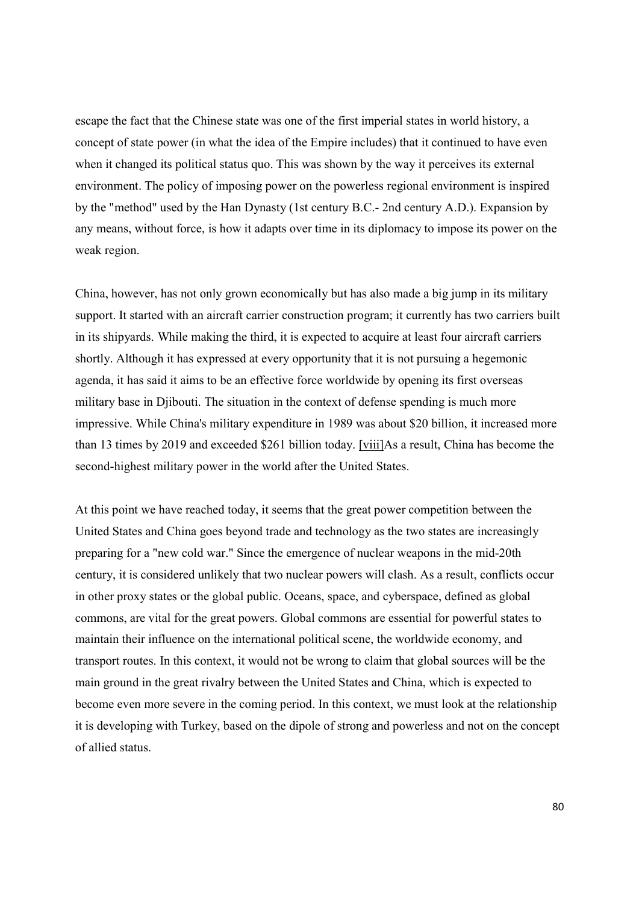escape the fact that the Chinese state was one of the first imperial states in world history, a concept of state power (in what the idea of the Empire includes) that it continued to have even when it changed its political status quo. This was shown by the way it perceives its external environment. The policy of imposing power on the powerless regional environment is inspired by the "method" used by the Han Dynasty (1st century B.C.- 2nd century A.D.). Expansion by any means, without force, is how it adapts over time in its diplomacy to impose its power on the weak region.

China, however, has not only grown economically but has also made a big jump in its military support. It started with an aircraft carrier construction program; it currently has two carriers built in its shipyards. While making the third, it is expected to acquire at least four aircraft carriers shortly. Although it has expressed at every opportunity that it is not pursuing a hegemonic agenda, it has said it aims to be an effective force worldwide by opening its first overseas military base in Djibouti. The situation in the context of defense spending is much more impressive. While China's military expenditure in 1989 was about $20 billion, it increased more than 13 times by 2019 and exceeded $261 billion today. [viii]As a result, China has become the second-highest military power in the world after the United States.

At this point we have reached today, it seems that the great power competition between the United States and China goes beyond trade and technology as the two states are increasingly preparing for a "new cold war." Since the emergence of nuclear weapons in the mid-20th century, it is considered unlikely that two nuclear powers will clash. As a result, conflicts occur in other proxy states or the global public. Oceans, space, and cyberspace, defined as global commons, are vital for the great powers. Global commons are essential for powerful states to maintain their influence on the international political scene, the worldwide economy, and transport routes. In this context, it would not be wrong to claim that global sources will be the main ground in the great rivalry between the United States and China, which is expected to become even more severe in the coming period. In this context, we must look at the relationship it is developing with Turkey, based on the dipole of strong and powerless and not on the concept of allied status.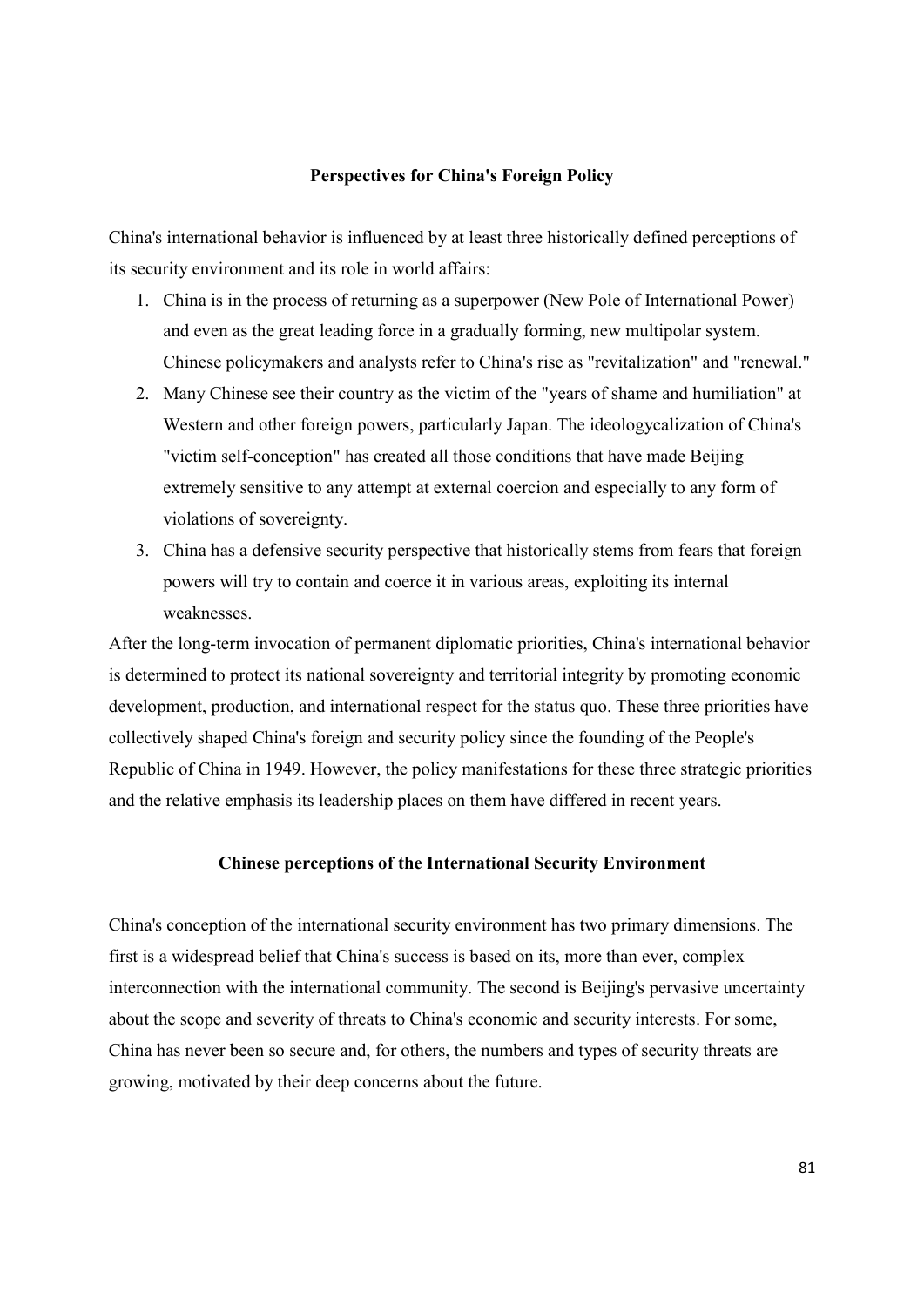## Perspectives for China's Foreign Policy

China's international behavior is influenced by at least three historically defined perceptions of its security environment and its role in world affairs:

1. China is in the process of returning as a superpower (New Pole of International Power) and even as the great leading force in a gradually forming, new multipolar system. Chinese policymakers and analysts refer to China's rise as "revitalization" and "renewal."
2. Many Chinese see their country as the victim of the "years of shame and humiliation" at Western and other foreign powers, particularly Japan. The ideologycalization of China's "victim self-conception" has created all those conditions that have made Beijing extremely sensitive to any attempt at external coercion and especially to any form of violations of sovereignty.
3. China has a defensive security perspective that historically stems from fears that foreign powers will try to contain and coerce it in various areas, exploiting its internal weaknesses.

After the long-term invocation of permanent diplomatic priorities, China's international behavior is determined to protect its national sovereignty and territorial integrity by promoting economic development, production, and international respect for the status quo. These three priorities have collectively shaped China's foreign and security policy since the founding of the People's Republic of China in 1949. However, the policy manifestations for these three strategic priorities and the relative emphasis its leadership places on them have differed in recent years.

## Chinese perceptions of the International Security Environment

China's conception of the international security environment has two primary dimensions. The first is a widespread belief that China's success is based on its, more than ever, complex interconnection with the international community. The second is Beijing's pervasive uncertainty about the scope and severity of threats to China's economic and security interests. For some, China has never been so secure and, for others, the numbers and types of security threats are growing, motivated by their deep concerns about the future.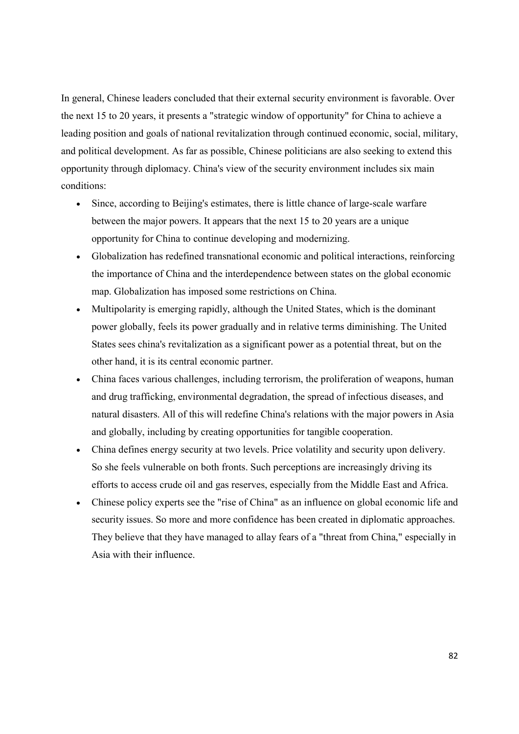In general, Chinese leaders concluded that their external security environment is favorable. Over the next 15 to 20 years, it presents a "strategic window of opportunity" for China to achieve a leading position and goals of national revitalization through continued economic, social, military, and political development. As far as possible, Chinese politicians are also seeking to extend this opportunity through diplomacy. China's view of the security environment includes six main conditions:

- Since, according to Beijing's estimates, there is little chance of large-scale warfare between the major powers. It appears that the next 15 to 20 years are a unique opportunity for China to continue developing and modernizing.
- Globalization has redefined transnational economic and political interactions, reinforcing the importance of China and the interdependence between states on the global economic map. Globalization has imposed some restrictions on China.
- Multipolarity is emerging rapidly, although the United States, which is the dominant power globally, feels its power gradually and in relative terms diminishing. The United States sees china's revitalization as a significant power as a potential threat, but on the other hand, it is its central economic partner.
- China faces various challenges, including terrorism, the proliferation of weapons, human and drug trafficking, environmental degradation, the spread of infectious diseases, and natural disasters. All of this will redefine China's relations with the major powers in Asia and globally, including by creating opportunities for tangible cooperation.
- China defines energy security at two levels. Price volatility and security upon delivery. So she feels vulnerable on both fronts. Such perceptions are increasingly driving its efforts to access crude oil and gas reserves, especially from the Middle East and Africa.
- Chinese policy experts see the "rise of China" as an influence on global economic life and security issues. So more and more confidence has been created in diplomatic approaches. They believe that they have managed to allay fears of a "threat from China," especially in Asia with their influence.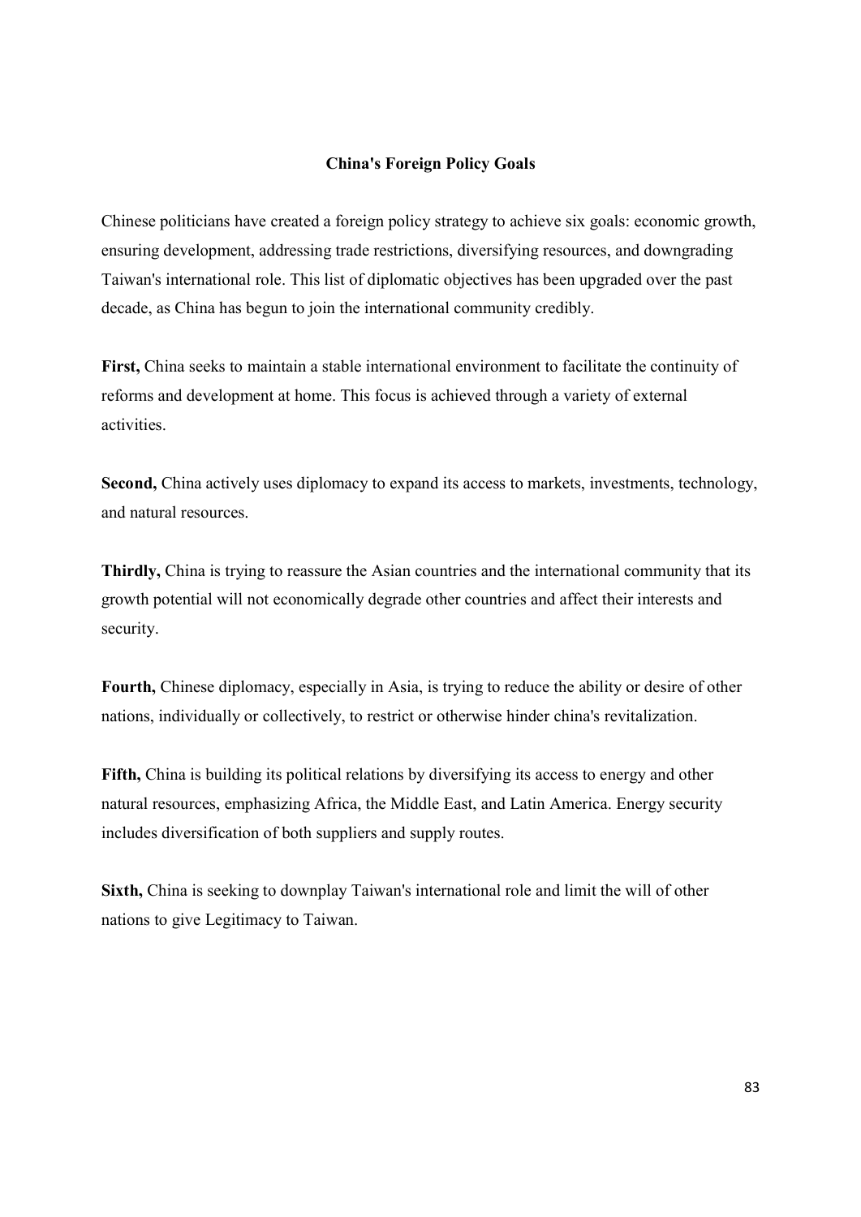## China's Foreign Policy Goals

Chinese politicians have created a foreign policy strategy to achieve six goals: economic growth, ensuring development, addressing trade restrictions, diversifying resources, and downgrading Taiwan's international role. This list of diplomatic objectives has been upgraded over the past decade, as China has begun to join the international community credibly.

**First,** China seeks to maintain a stable international environment to facilitate the continuity of reforms and development at home. This focus is achieved through a variety of external activities.

**Second,** China actively uses diplomacy to expand its access to markets, investments, technology, and natural resources.

**Thirdly,** China is trying to reassure the Asian countries and the international community that its growth potential will not economically degrade other countries and affect their interests and security.

**Fourth,** Chinese diplomacy, especially in Asia, is trying to reduce the ability or desire of other nations, individually or collectively, to restrict or otherwise hinder china's revitalization.

**Fifth,** China is building its political relations by diversifying its access to energy and other natural resources, emphasizing Africa, the Middle East, and Latin America. Energy security includes diversification of both suppliers and supply routes.

**Sixth,** China is seeking to downplay Taiwan's international role and limit the will of other nations to give Legitimacy to Taiwan.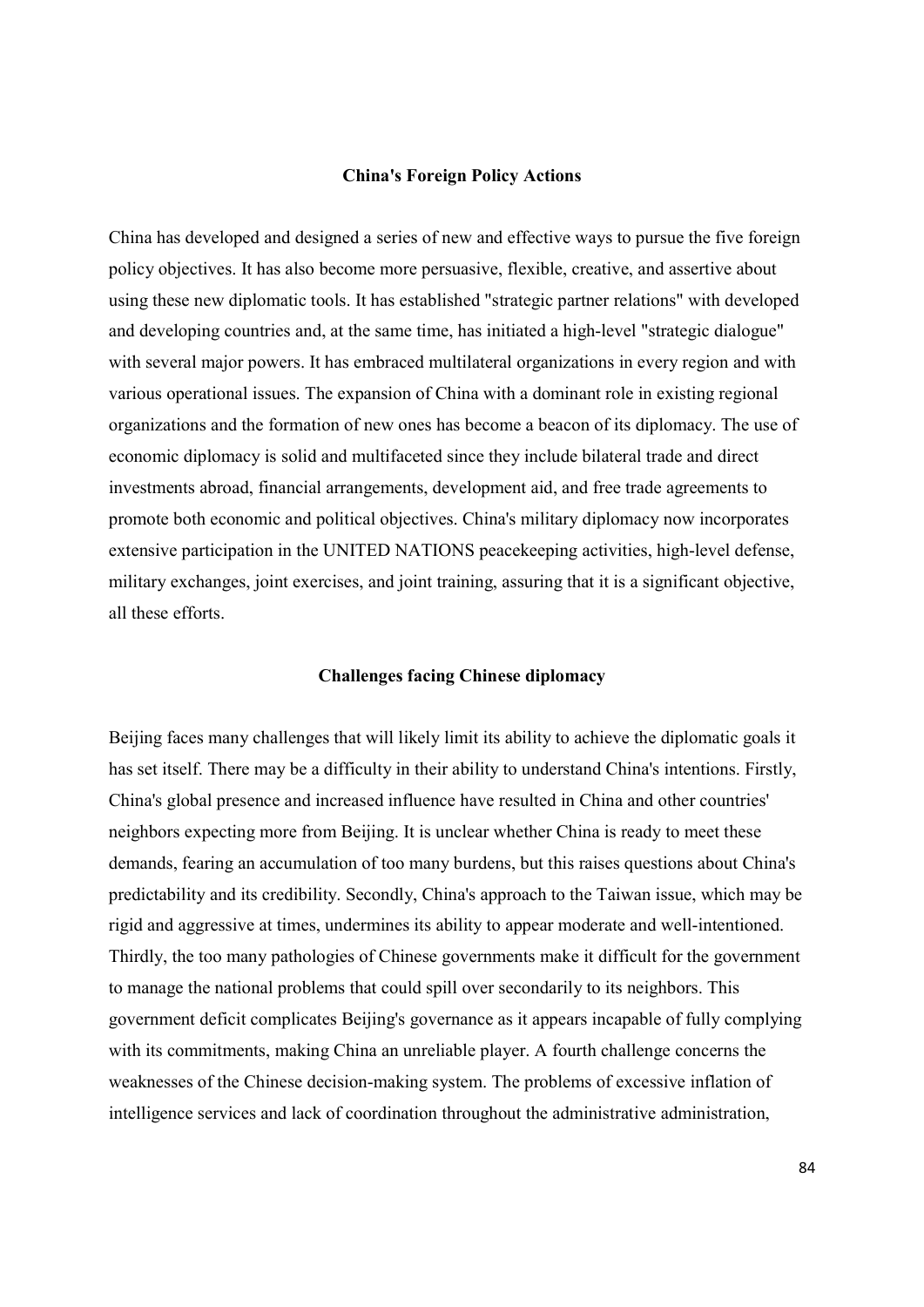## China's Foreign Policy Actions

China has developed and designed a series of new and effective ways to pursue the five foreign policy objectives. It has also become more persuasive, flexible, creative, and assertive about using these new diplomatic tools. It has established "strategic partner relations" with developed and developing countries and, at the same time, has initiated a high-level "strategic dialogue" with several major powers. It has embraced multilateral organizations in every region and with various operational issues. The expansion of China with a dominant role in existing regional organizations and the formation of new ones has become a beacon of its diplomacy. The use of economic diplomacy is solid and multifaceted since they include bilateral trade and direct investments abroad, financial arrangements, development aid, and free trade agreements to promote both economic and political objectives. China's military diplomacy now incorporates extensive participation in the UNITED NATIONS peacekeeping activities, high-level defense, military exchanges, joint exercises, and joint training, assuring that it is a significant objective, all these efforts.

## Challenges facing Chinese diplomacy

Beijing faces many challenges that will likely limit its ability to achieve the diplomatic goals it has set itself. There may be a difficulty in their ability to understand China's intentions. Firstly, China's global presence and increased influence have resulted in China and other countries' neighbors expecting more from Beijing. It is unclear whether China is ready to meet these demands, fearing an accumulation of too many burdens, but this raises questions about China's predictability and its credibility. Secondly, China's approach to the Taiwan issue, which may be rigid and aggressive at times, undermines its ability to appear moderate and well-intentioned. Thirdly, the too many pathologies of Chinese governments make it difficult for the government to manage the national problems that could spill over secondarily to its neighbors. This government deficit complicates Beijing's governance as it appears incapable of fully complying with its commitments, making China an unreliable player. A fourth challenge concerns the weaknesses of the Chinese decision-making system. The problems of excessive inflation of intelligence services and lack of coordination throughout the administrative administration,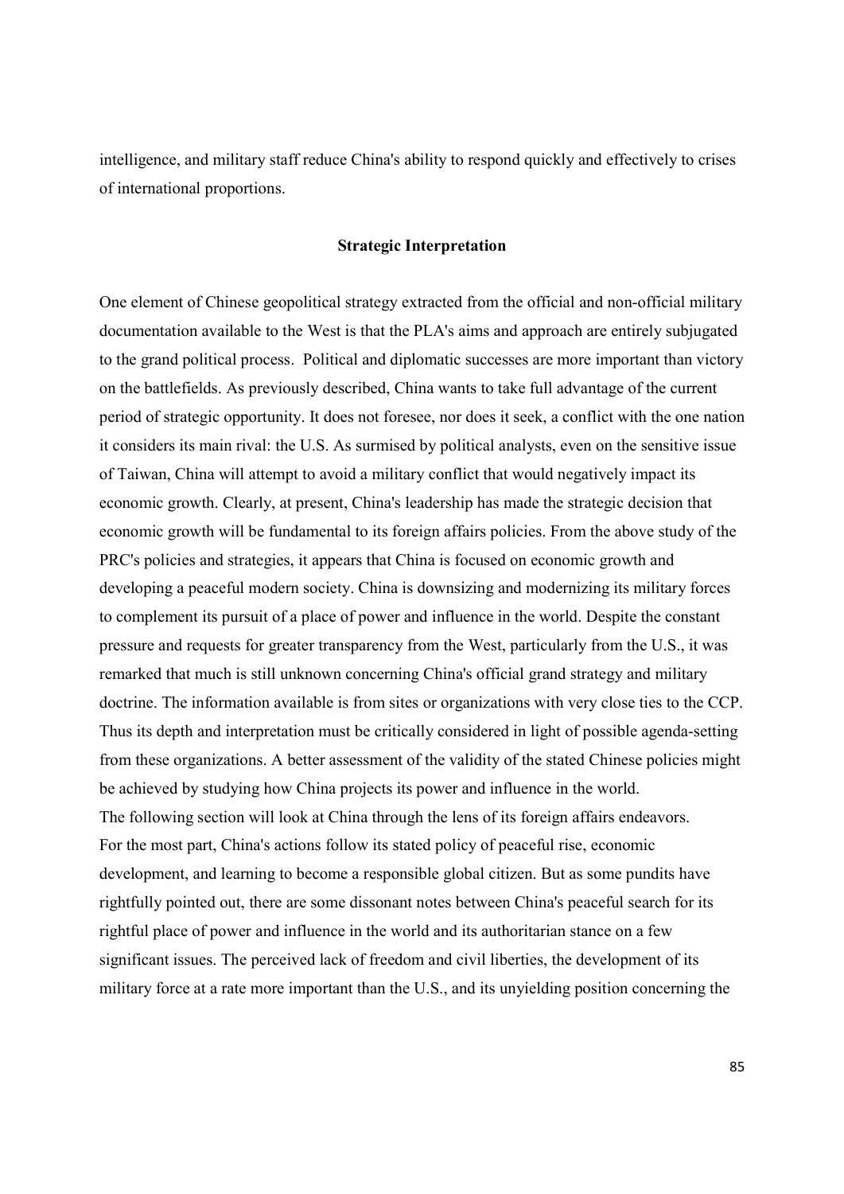intelligence, and military staff reduce China's ability to respond quickly and effectively to crises of international proportions.

### Strategic Interpretation

One element of Chinese geopolitical strategy extracted from the official and non-official military documentation available to the West is that the PLA's aims and approach are entirely subjugated to the grand political process. Political and diplomatic successes are more important than victory on the battlefields. As previously described, China wants to take full advantage of the current period of strategic opportunity. It does not foresee, nor does it seek, a conflict with the one nation it considers its main rival: the U.S. As surmised by political analysts, even on the sensitive issue of Taiwan, China will attempt to avoid a military conflict that would negatively impact its economic growth. Clearly, at present, China's leadership has made the strategic decision that economic growth will be fundamental to its foreign affairs policies. From the above study of the PRC's policies and strategies, it appears that China is focused on economic growth and developing a peaceful modern society. China is downsizing and modernizing its military forces to complement its pursuit of a place of power and influence in the world. Despite the constant pressure and requests for greater transparency from the West, particularly from the U.S., it was remarked that much is still unknown concerning China's official grand strategy and military doctrine. The information available is from sites or organizations with very close ties to the CCP. Thus its depth and interpretation must be critically considered in light of possible agenda-setting from these organizations. A better assessment of the validity of the stated Chinese policies might be achieved by studying how China projects its power and influence in the world.

The following section will look at China through the lens of its foreign affairs endeavors.

For the most part, China's actions follow its stated policy of peaceful rise, economic development, and learning to become a responsible global citizen. But as some pundits have rightfully pointed out, there are some dissonant notes between China's peaceful search for its rightful place of power and influence in the world and its authoritarian stance on a few significant issues. The perceived lack of freedom and civil liberties, the development of its military force at a rate more important than the U.S., and its unyielding position concerning the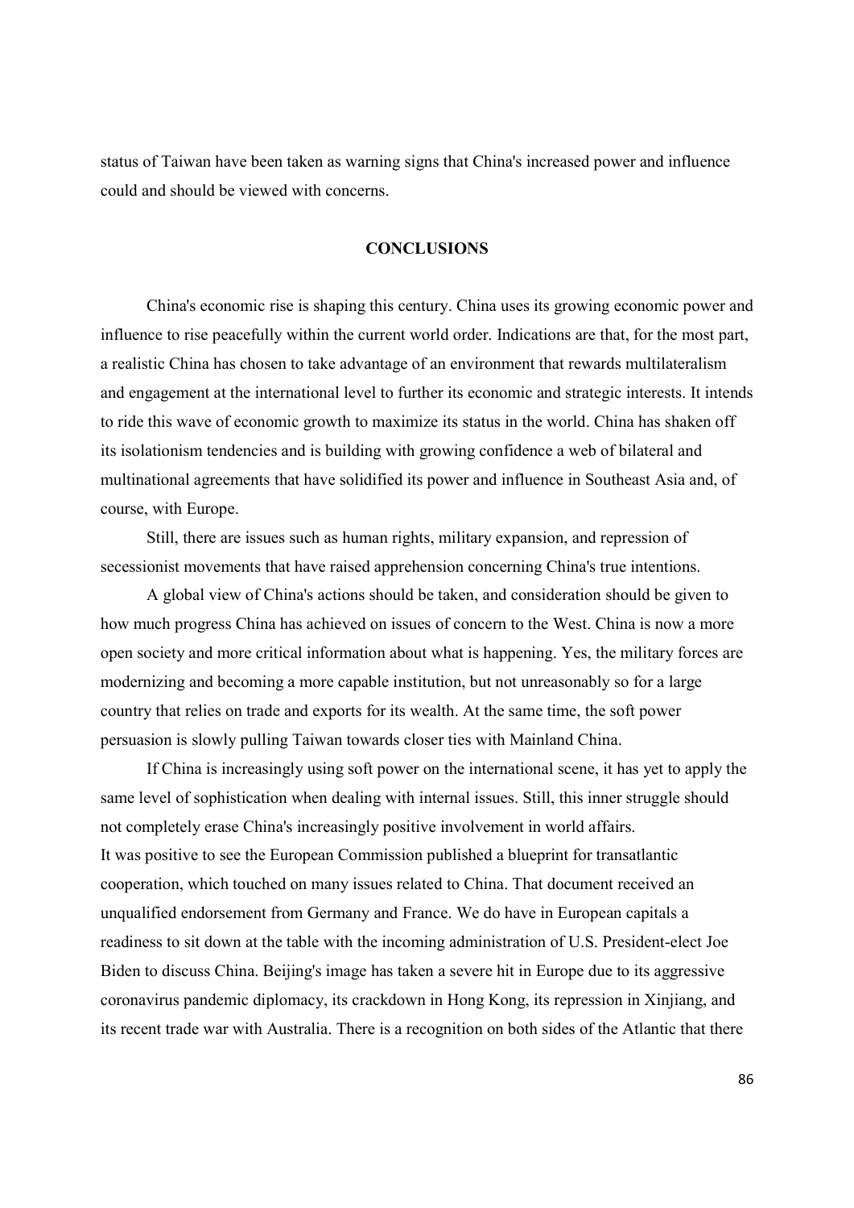status of Taiwan have been taken as warning signs that China's increased power and influence could and should be viewed with concerns.

## CONCLUSIONS

China's economic rise is shaping this century. China uses its growing economic power and influence to rise peacefully within the current world order. Indications are that, for the most part, a realistic China has chosen to take advantage of an environment that rewards multilateralism and engagement at the international level to further its economic and strategic interests. It intends to ride this wave of economic growth to maximize its status in the world. China has shaken off its isolationism tendencies and is building with growing confidence a web of bilateral and multinational agreements that have solidified its power and influence in Southeast Asia and, of course, with Europe.

Still, there are issues such as human rights, military expansion, and repression of secessionist movements that have raised apprehension concerning China's true intentions.

A global view of China's actions should be taken, and consideration should be given to how much progress China has achieved on issues of concern to the West. China is now a more open society and more critical information about what is happening. Yes, the military forces are modernizing and becoming a more capable institution, but not unreasonably so for a large country that relies on trade and exports for its wealth. At the same time, the soft power persuasion is slowly pulling Taiwan towards closer ties with Mainland China.

If China is increasingly using soft power on the international scene, it has yet to apply the same level of sophistication when dealing with internal issues. Still, this inner struggle should not completely erase China's increasingly positive involvement in world affairs.

It was positive to see the European Commission published a blueprint for transatlantic cooperation, which touched on many issues related to China. That document received an unqualified endorsement from Germany and France. We do have in European capitals a readiness to sit down at the table with the incoming administration of U.S. President-elect Joe Biden to discuss China. Beijing's image has taken a severe hit in Europe due to its aggressive coronavirus pandemic diplomacy, its crackdown in Hong Kong, its repression in Xinjiang, and its recent trade war with Australia. There is a recognition on both sides of the Atlantic that there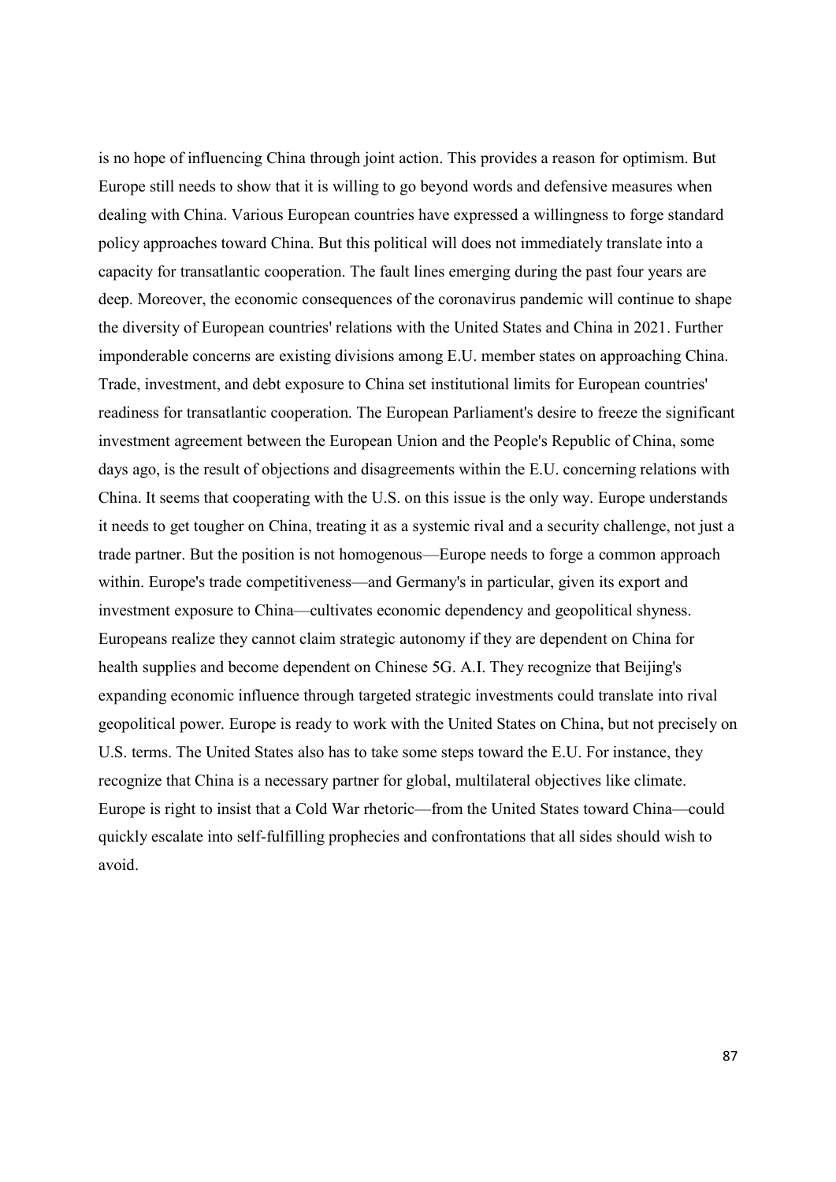is no hope of influencing China through joint action. This provides a reason for optimism. But Europe still needs to show that it is willing to go beyond words and defensive measures when dealing with China. Various European countries have expressed a willingness to forge standard policy approaches toward China. But this political will does not immediately translate into a capacity for transatlantic cooperation. The fault lines emerging during the past four years are deep. Moreover, the economic consequences of the coronavirus pandemic will continue to shape the diversity of European countries' relations with the United States and China in 2021. Further imponderable concerns are existing divisions among E.U. member states on approaching China. Trade, investment, and debt exposure to China set institutional limits for European countries' readiness for transatlantic cooperation. The European Parliament's desire to freeze the significant investment agreement between the European Union and the People's Republic of China, some days ago, is the result of objections and disagreements within the E.U. concerning relations with China. It seems that cooperating with the U.S. on this issue is the only way. Europe understands it needs to get tougher on China, treating it as a systemic rival and a security challenge, not just a trade partner. But the position is not homogenous—Europe needs to forge a common approach within. Europe's trade competitiveness—and Germany's in particular, given its export and investment exposure to China—cultivates economic dependency and geopolitical shyness. Europeans realize they cannot claim strategic autonomy if they are dependent on China for health supplies and become dependent on Chinese 5G. A.I. They recognize that Beijing's expanding economic influence through targeted strategic investments could translate into rival geopolitical power. Europe is ready to work with the United States on China, but not precisely on U.S. terms. The United States also has to take some steps toward the E.U. For instance, they recognize that China is a necessary partner for global, multilateral objectives like climate. Europe is right to insist that a Cold War rhetoric—from the United States toward China—could quickly escalate into self-fulfilling prophecies and confrontations that all sides should wish to avoid.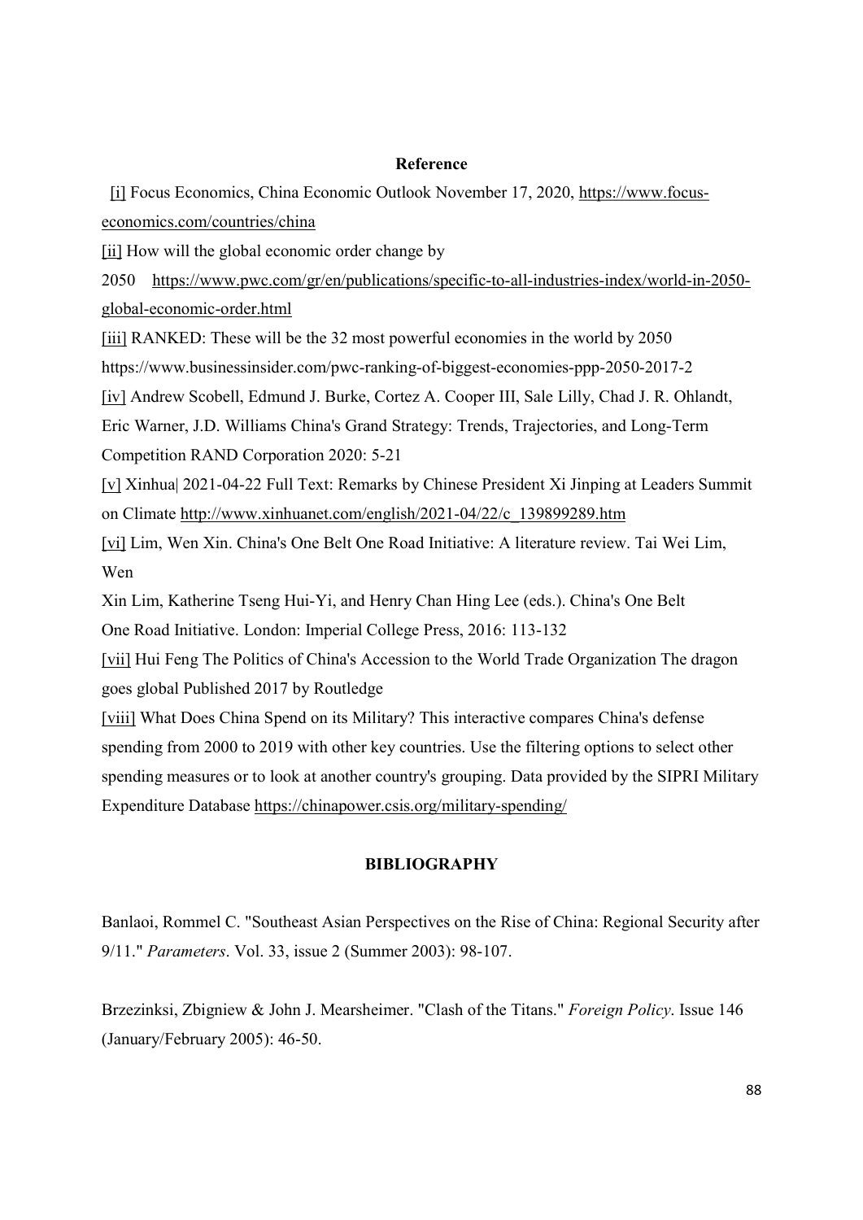## Reference

[i] Focus Economics, China Economic Outlook November 17, 2020, https://www.focus-economics.com/countries/china

[ii] How will the global economic order change by 2050 https://www.pwc.com/gr/en/publications/specific-to-all-industries-index/world-in-2050-global-economic-order.html

[iii] RANKED: These will be the 32 most powerful economies in the world by 2050 https://www.businessinsider.com/pwc-ranking-of-biggest-economies-ppp-2050-2017-2

[iv] Andrew Scobell, Edmund J. Burke, Cortez A. Cooper III, Sale Lilly, Chad J. R. Ohlandt, Eric Warner, J.D. Williams China's Grand Strategy: Trends, Trajectories, and Long-Term Competition RAND Corporation 2020: 5-21

[v] Xinhua| 2021-04-22 Full Text: Remarks by Chinese President Xi Jinping at Leaders Summit on Climate http://www.xinhuanet.com/english/2021-04/22/c_139899289.htm

[vi] Lim, Wen Xin. China's One Belt One Road Initiative: A literature review. Tai Wei Lim, Wen Xin Lim, Katherine Tseng Hui-Yi, and Henry Chan Hing Lee (eds.). China's One Belt One Road Initiative. London: Imperial College Press, 2016: 113-132

[vii] Hui Feng The Politics of China's Accession to the World Trade Organization The dragon goes global Published 2017 by Routledge

[viii] What Does China Spend on its Military? This interactive compares China's defense spending from 2000 to 2019 with other key countries. Use the filtering options to select other spending measures or to look at another country's grouping. Data provided by the SIPRI Military Expenditure Database https://chinapower.csis.org/military-spending/

## BIBLIOGRAPHY

Banlaoi, Rommel C. "Southeast Asian Perspectives on the Rise of China: Regional Security after 9/11." *Parameters*. Vol. 33, issue 2 (Summer 2003): 98-107.

Brzezinksi, Zbigniew & John J. Mearsheimer. "Clash of the Titans." *Foreign Policy*. Issue 146 (January/February 2005): 46-50.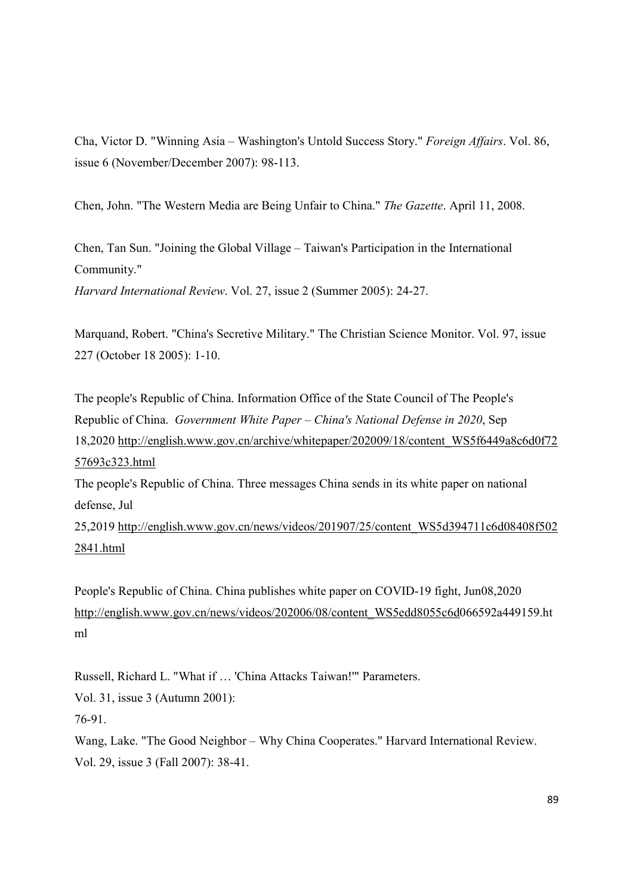Cha, Victor D. "Winning Asia – Washington's Untold Success Story." *Foreign Affairs*. Vol. 86, issue 6 (November/December 2007): 98-113.

Chen, John. "The Western Media are Being Unfair to China." *The Gazette*. April 11, 2008.

Chen, Tan Sun. "Joining the Global Village – Taiwan's Participation in the International Community."
*Harvard International Review*. Vol. 27, issue 2 (Summer 2005): 24-27.

Marquand, Robert. "China's Secretive Military." The Christian Science Monitor. Vol. 97, issue 227 (October 18 2005): 1-10.

The people's Republic of China. Information Office of the State Council of The People's Republic of China. *Government White Paper – China's National Defense in 2020*, Sep 18,2020 http://english.www.gov.cn/archive/whitepaper/202009/18/content_WS5f6449a8c6d0f7257693c323.html

The people's Republic of China. Three messages China sends in its white paper on national defense, Jul 25,2019 http://english.www.gov.cn/news/videos/201907/25/content_WS5d394711c6d08408f5022841.html

People's Republic of China. China publishes white paper on COVID-19 fight, Jun08,2020 http://english.www.gov.cn/news/videos/202006/08/content_WS5edd8055c6d066592a449159.html

Russell, Richard L. "What if … 'China Attacks Taiwan!'" Parameters.
Vol. 31, issue 3 (Autumn 2001):
76-91.

Wang, Lake. "The Good Neighbor – Why China Cooperates." Harvard International Review. Vol. 29, issue 3 (Fall 2007): 38-41.